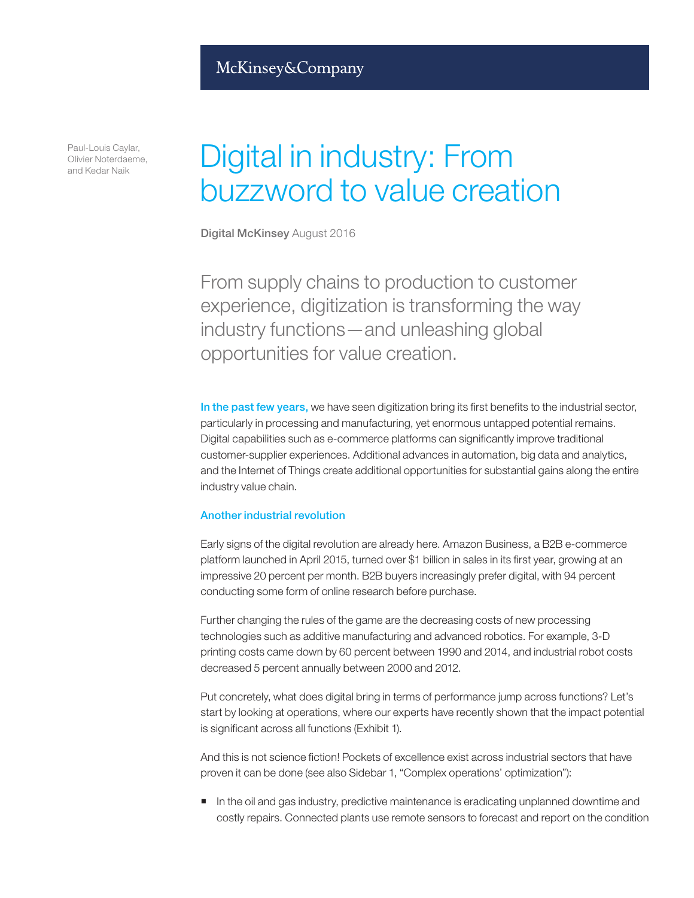McKinsey&Company

Paul-Louis Caylar, Olivier Noterdaeme, and Kedar Naik

# Digital in industry: From buzzword to value creation

**Digital McKinsey** August 2016

From supply chains to production to customer experience, digitization is transforming the way industry functions—and unleashing global opportunities for value creation.

**In the past few years,** we have seen digitization bring its first benefits to the industrial sector, particularly in processing and manufacturing, yet enormous untapped potential remains. Digital capabilities such as e-commerce platforms can significantly improve traditional customer-supplier experiences. Additional advances in automation, big data and analytics, and the Internet of Things create additional opportunities for substantial gains along the entire industry value chain.

## Another industrial revolution

Early signs of the digital revolution are already here. Amazon Business, a B2B e-commerce platform launched in April 2015, turned over $1 billion in sales in its first year, growing at an impressive 20 percent per month. B2B buyers increasingly prefer digital, with 94 percent conducting some form of online research before purchase.

Further changing the rules of the game are the decreasing costs of new processing technologies such as additive manufacturing and advanced robotics. For example, 3-D printing costs came down by 60 percent between 1990 and 2014, and industrial robot costs decreased 5 percent annually between 2000 and 2012.

Put concretely, what does digital bring in terms of performance jump across functions? Let's start by looking at operations, where our experts have recently shown that the impact potential is significant across all functions (Exhibit 1).

And this is not science fiction! Pockets of excellence exist across industrial sectors that have proven it can be done (see also Sidebar 1, "Complex operations' optimization"):

- In the oil and gas industry, predictive maintenance is eradicating unplanned downtime and costly repairs. Connected plants use remote sensors to forecast and report on the condition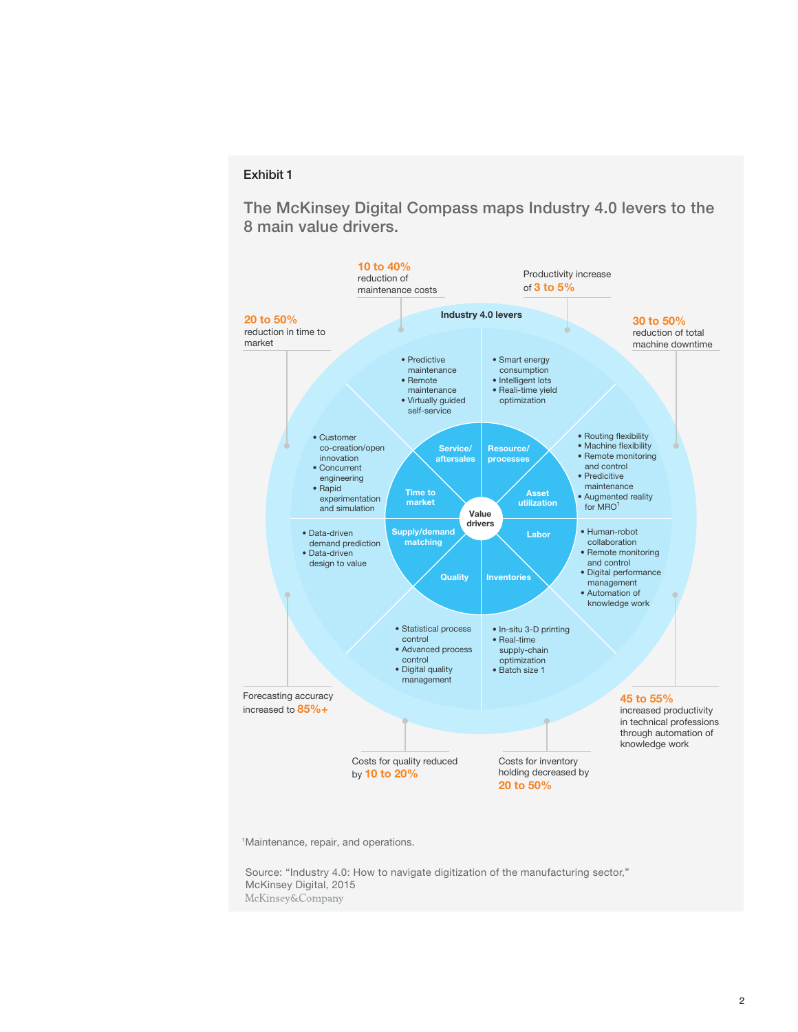Exhibit 1

## The McKinsey Digital Compass maps Industry 4.0 levers to the 8 main value drivers.

**Industry 4.0 levers**

**Value drivers**

**Service/aftersales** — **10 to 40%** reduction of maintenance costs
- Predictive maintenance
- Remote maintenance
- Virtually guided self-service

**Resource/processes** — Productivity increase of **3 to 5%**
- Smart energy consumption
- Intelligent lots
- Reali-time yield optimization

**Asset utilization** — **30 to 50%** reduction of total machine downtime
- Routing flexibility
- Machine flexibility
- Remote monitoring and control
- Predicitive maintenance
- Augmented reality for MRO[1]

**Labor** — **45 to 55%** increased productivity in technical professions through automation of knowledge work
- Human-robot collaboration
- Remote monitoring and control
- Digital performance management
- Automation of knowledge work

**Inventories** — Costs for inventory holding decreased by **20 to 50%**
- In-situ 3-D printing
- Real-time supply-chain optimization
- Batch size 1

**Quality** — Costs for quality reduced by **10 to 20%**
- Statistical process control
- Advanced process control
- Digital quality management

**Supply/demand matching** — Forecasting accuracy increased to **85%+**
- Data-driven demand prediction
- Data-driven design to value

**Time to market** — **20 to 50%** reduction in time to market
- Customer co-creation/open innovation
- Concurrent engineering
- Rapid experimentation and simulation

[1]Maintenance, repair, and operations.

Source: "Industry 4.0: How to navigate digitization of the manufacturing sector," McKinsey Digital, 2015

McKinsey&Company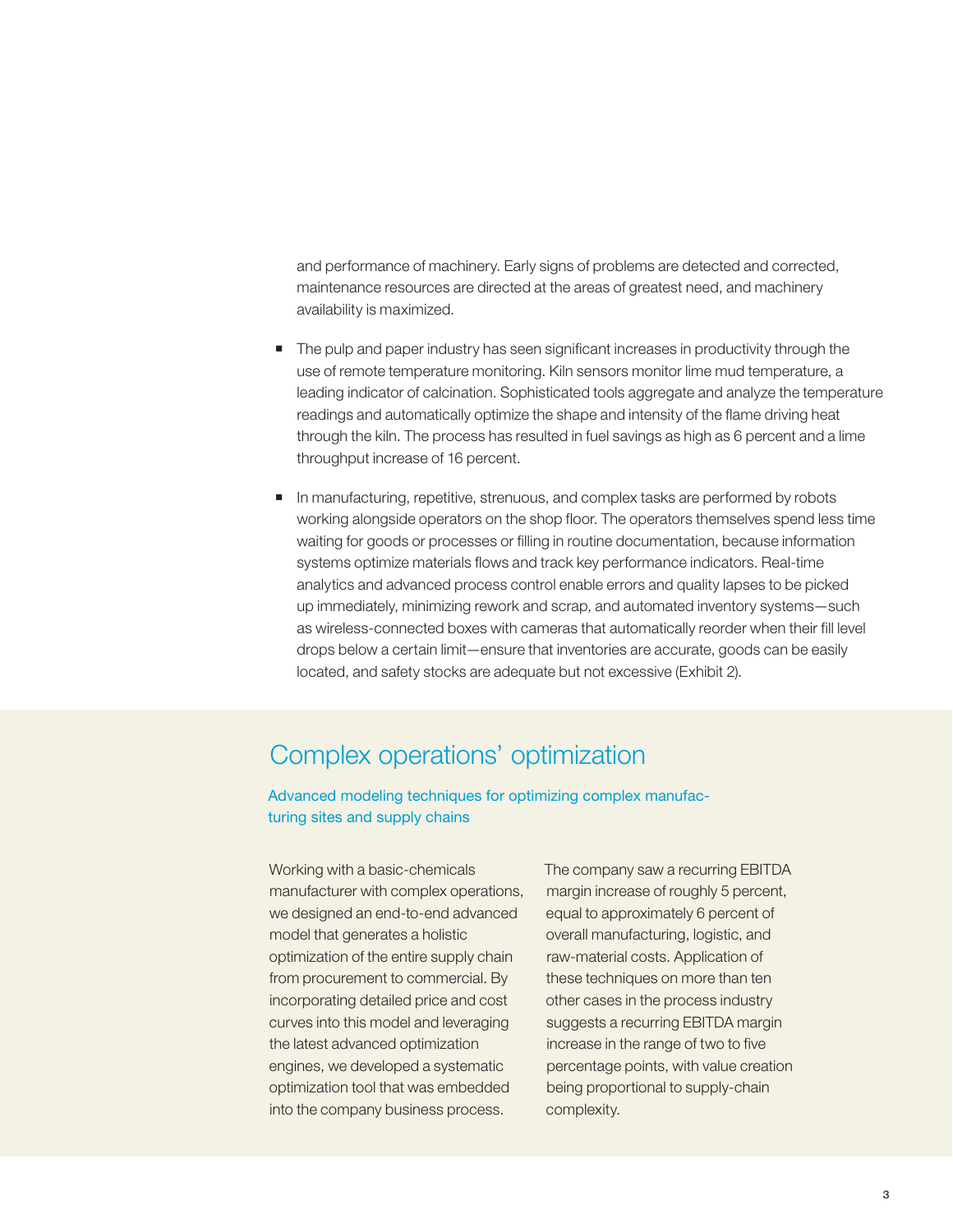and performance of machinery. Early signs of problems are detected and corrected, maintenance resources are directed at the areas of greatest need, and machinery availability is maximized.

- The pulp and paper industry has seen significant increases in productivity through the use of remote temperature monitoring. Kiln sensors monitor lime mud temperature, a leading indicator of calcination. Sophisticated tools aggregate and analyze the temperature readings and automatically optimize the shape and intensity of the flame driving heat through the kiln. The process has resulted in fuel savings as high as 6 percent and a lime throughput increase of 16 percent.

- In manufacturing, repetitive, strenuous, and complex tasks are performed by robots working alongside operators on the shop floor. The operators themselves spend less time waiting for goods or processes or filling in routine documentation, because information systems optimize materials flows and track key performance indicators. Real-time analytics and advanced process control enable errors and quality lapses to be picked up immediately, minimizing rework and scrap, and automated inventory systems—such as wireless-connected boxes with cameras that automatically reorder when their fill level drops below a certain limit—ensure that inventories are accurate, goods can be easily located, and safety stocks are adequate but not excessive (Exhibit 2).

## Complex operations' optimization

Advanced modeling techniques for optimizing complex manufacturing sites and supply chains

Working with a basic-chemicals manufacturer with complex operations, we designed an end-to-end advanced model that generates a holistic optimization of the entire supply chain from procurement to commercial. By incorporating detailed price and cost curves into this model and leveraging the latest advanced optimization engines, we developed a systematic optimization tool that was embedded into the company business process.

The company saw a recurring EBITDA margin increase of roughly 5 percent, equal to approximately 6 percent of overall manufacturing, logistic, and raw-material costs. Application of these techniques on more than ten other cases in the process industry suggests a recurring EBITDA margin increase in the range of two to five percentage points, with value creation being proportional to supply-chain complexity.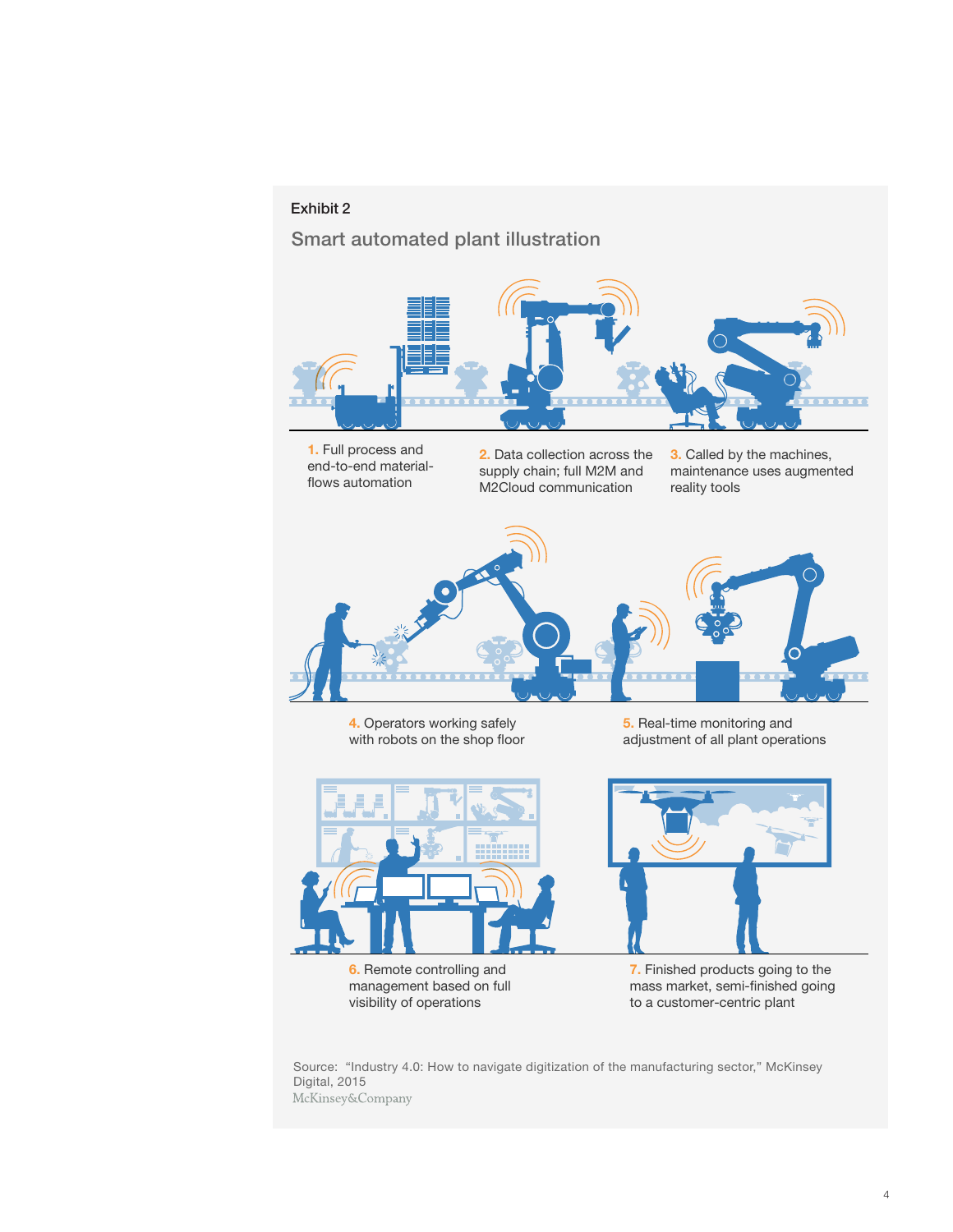Exhibit 2

## Smart automated plant illustration

1. Full process and end-to-end material-flows automation

2. Data collection across the supply chain; full M2M and M2Cloud communication

3. Called by the machines, maintenance uses augmented reality tools

4. Operators working safely with robots on the shop floor

5. Real-time monitoring and adjustment of all plant operations

6. Remote controlling and management based on full visibility of operations

7. Finished products going to the mass market, semi-finished going to a customer-centric plant

Source: "Industry 4.0: How to navigate digitization of the manufacturing sector," McKinsey Digital, 2015

McKinsey&Company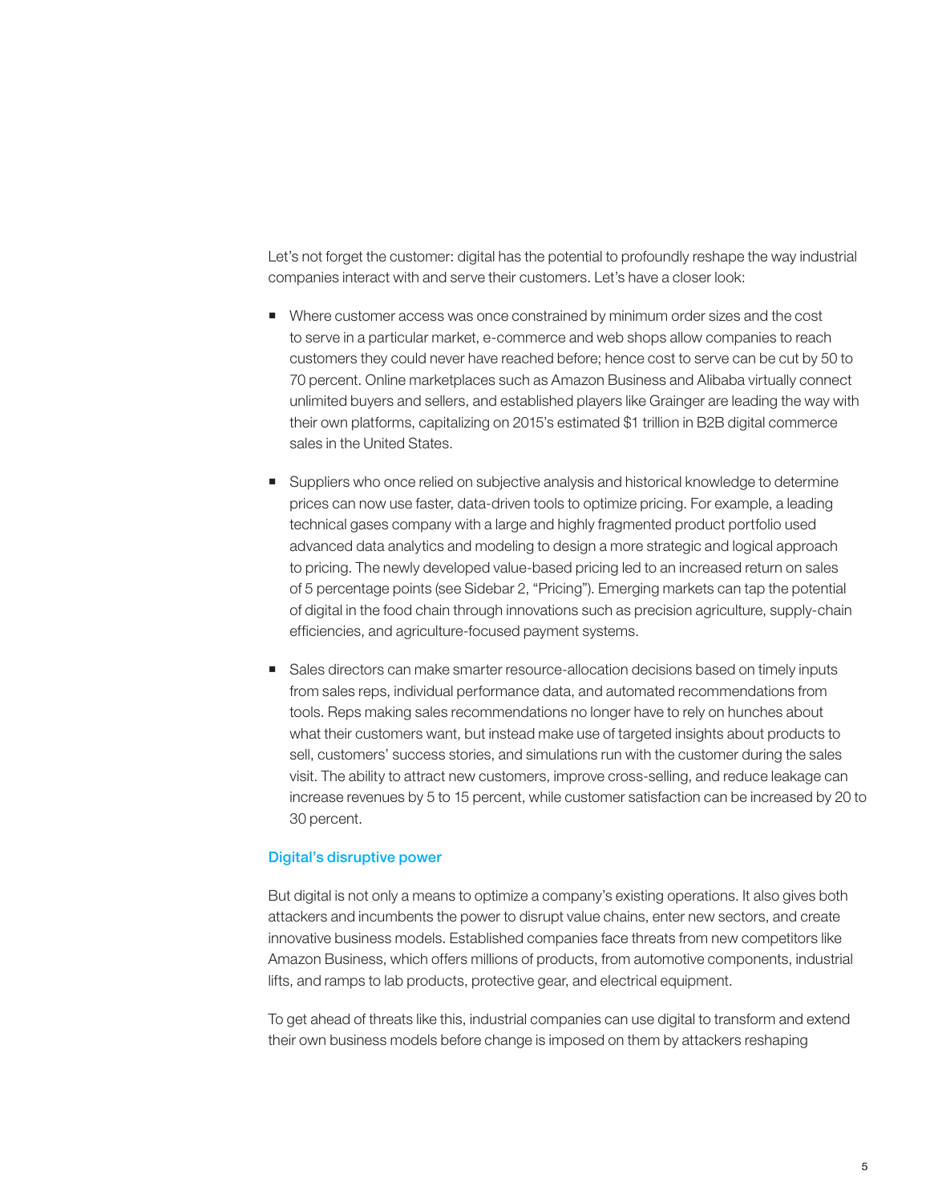Let's not forget the customer: digital has the potential to profoundly reshape the way industrial companies interact with and serve their customers. Let's have a closer look:

- Where customer access was once constrained by minimum order sizes and the cost to serve in a particular market, e-commerce and web shops allow companies to reach customers they could never have reached before; hence cost to serve can be cut by 50 to 70 percent. Online marketplaces such as Amazon Business and Alibaba virtually connect unlimited buyers and sellers, and established players like Grainger are leading the way with their own platforms, capitalizing on 2015's estimated $1 trillion in B2B digital commerce sales in the United States.

- Suppliers who once relied on subjective analysis and historical knowledge to determine prices can now use faster, data-driven tools to optimize pricing. For example, a leading technical gases company with a large and highly fragmented product portfolio used advanced data analytics and modeling to design a more strategic and logical approach to pricing. The newly developed value-based pricing led to an increased return on sales of 5 percentage points (see Sidebar 2, "Pricing"). Emerging markets can tap the potential of digital in the food chain through innovations such as precision agriculture, supply-chain efficiencies, and agriculture-focused payment systems.

- Sales directors can make smarter resource-allocation decisions based on timely inputs from sales reps, individual performance data, and automated recommendations from tools. Reps making sales recommendations no longer have to rely on hunches about what their customers want, but instead make use of targeted insights about products to sell, customers' success stories, and simulations run with the customer during the sales visit. The ability to attract new customers, improve cross-selling, and reduce leakage can increase revenues by 5 to 15 percent, while customer satisfaction can be increased by 20 to 30 percent.

## Digital's disruptive power

But digital is not only a means to optimize a company's existing operations. It also gives both attackers and incumbents the power to disrupt value chains, enter new sectors, and create innovative business models. Established companies face threats from new competitors like Amazon Business, which offers millions of products, from automotive components, industrial lifts, and ramps to lab products, protective gear, and electrical equipment.

To get ahead of threats like this, industrial companies can use digital to transform and extend their own business models before change is imposed on them by attackers reshaping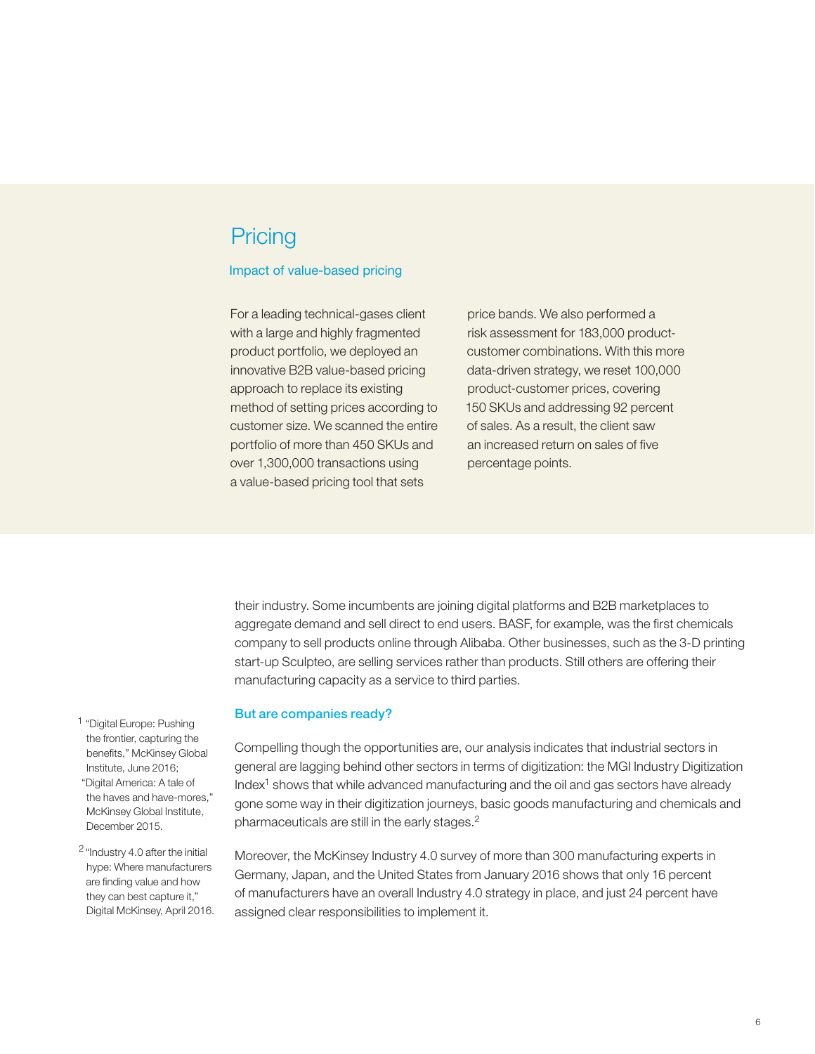## Pricing

### Impact of value-based pricing

For a leading technical-gases client with a large and highly fragmented product portfolio, we deployed an innovative B2B value-based pricing approach to replace its existing method of setting prices according to customer size. We scanned the entire portfolio of more than 450 SKUs and over 1,300,000 transactions using a value-based pricing tool that sets price bands. We also performed a risk assessment for 183,000 product-customer combinations. With this more data-driven strategy, we reset 100,000 product-customer prices, covering 150 SKUs and addressing 92 percent of sales. As a result, the client saw an increased return on sales of five percentage points.

their industry. Some incumbents are joining digital platforms and B2B marketplaces to aggregate demand and sell direct to end users. BASF, for example, was the first chemicals company to sell products online through Alibaba. Other businesses, such as the 3-D printing start-up Sculpteo, are selling services rather than products. Still others are offering their manufacturing capacity as a service to third parties.

### But are companies ready?

Compelling though the opportunities are, our analysis indicates that industrial sectors in general are lagging behind other sectors in terms of digitization: the MGI Industry Digitization Index[1] shows that while advanced manufacturing and the oil and gas sectors have already gone some way in their digitization journeys, basic goods manufacturing and chemicals and pharmaceuticals are still in the early stages.[2]

Moreover, the McKinsey Industry 4.0 survey of more than 300 manufacturing experts in Germany, Japan, and the United States from January 2016 shows that only 16 percent of manufacturers have an overall Industry 4.0 strategy in place, and just 24 percent have assigned clear responsibilities to implement it.

[1] "Digital Europe: Pushing the frontier, capturing the benefits," McKinsey Global Institute, June 2016; "Digital America: A tale of the haves and have-mores," McKinsey Global Institute, December 2015.

[2] "Industry 4.0 after the initial hype: Where manufacturers are finding value and how they can best capture it," Digital McKinsey, April 2016.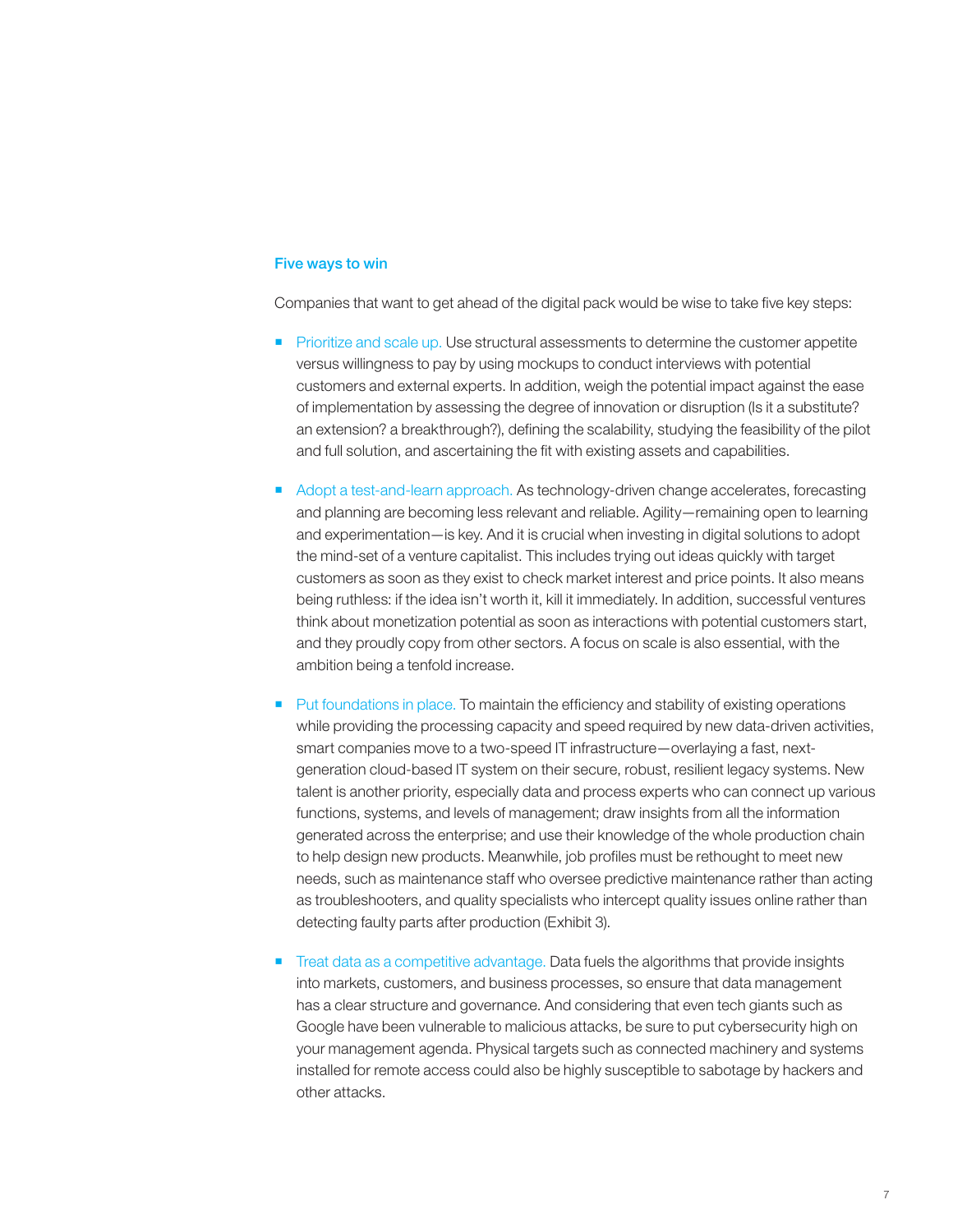## Five ways to win

Companies that want to get ahead of the digital pack would be wise to take five key steps:

- Prioritize and scale up. Use structural assessments to determine the customer appetite versus willingness to pay by using mockups to conduct interviews with potential customers and external experts. In addition, weigh the potential impact against the ease of implementation by assessing the degree of innovation or disruption (Is it a substitute? an extension? a breakthrough?), defining the scalability, studying the feasibility of the pilot and full solution, and ascertaining the fit with existing assets and capabilities.

- Adopt a test-and-learn approach. As technology-driven change accelerates, forecasting and planning are becoming less relevant and reliable. Agility—remaining open to learning and experimentation—is key. And it is crucial when investing in digital solutions to adopt the mind-set of a venture capitalist. This includes trying out ideas quickly with target customers as soon as they exist to check market interest and price points. It also means being ruthless: if the idea isn't worth it, kill it immediately. In addition, successful ventures think about monetization potential as soon as interactions with potential customers start, and they proudly copy from other sectors. A focus on scale is also essential, with the ambition being a tenfold increase.

- Put foundations in place. To maintain the efficiency and stability of existing operations while providing the processing capacity and speed required by new data-driven activities, smart companies move to a two-speed IT infrastructure—overlaying a fast, next-generation cloud-based IT system on their secure, robust, resilient legacy systems. New talent is another priority, especially data and process experts who can connect up various functions, systems, and levels of management; draw insights from all the information generated across the enterprise; and use their knowledge of the whole production chain to help design new products. Meanwhile, job profiles must be rethought to meet new needs, such as maintenance staff who oversee predictive maintenance rather than acting as troubleshooters, and quality specialists who intercept quality issues online rather than detecting faulty parts after production (Exhibit 3).

- Treat data as a competitive advantage. Data fuels the algorithms that provide insights into markets, customers, and business processes, so ensure that data management has a clear structure and governance. And considering that even tech giants such as Google have been vulnerable to malicious attacks, be sure to put cybersecurity high on your management agenda. Physical targets such as connected machinery and systems installed for remote access could also be highly susceptible to sabotage by hackers and other attacks.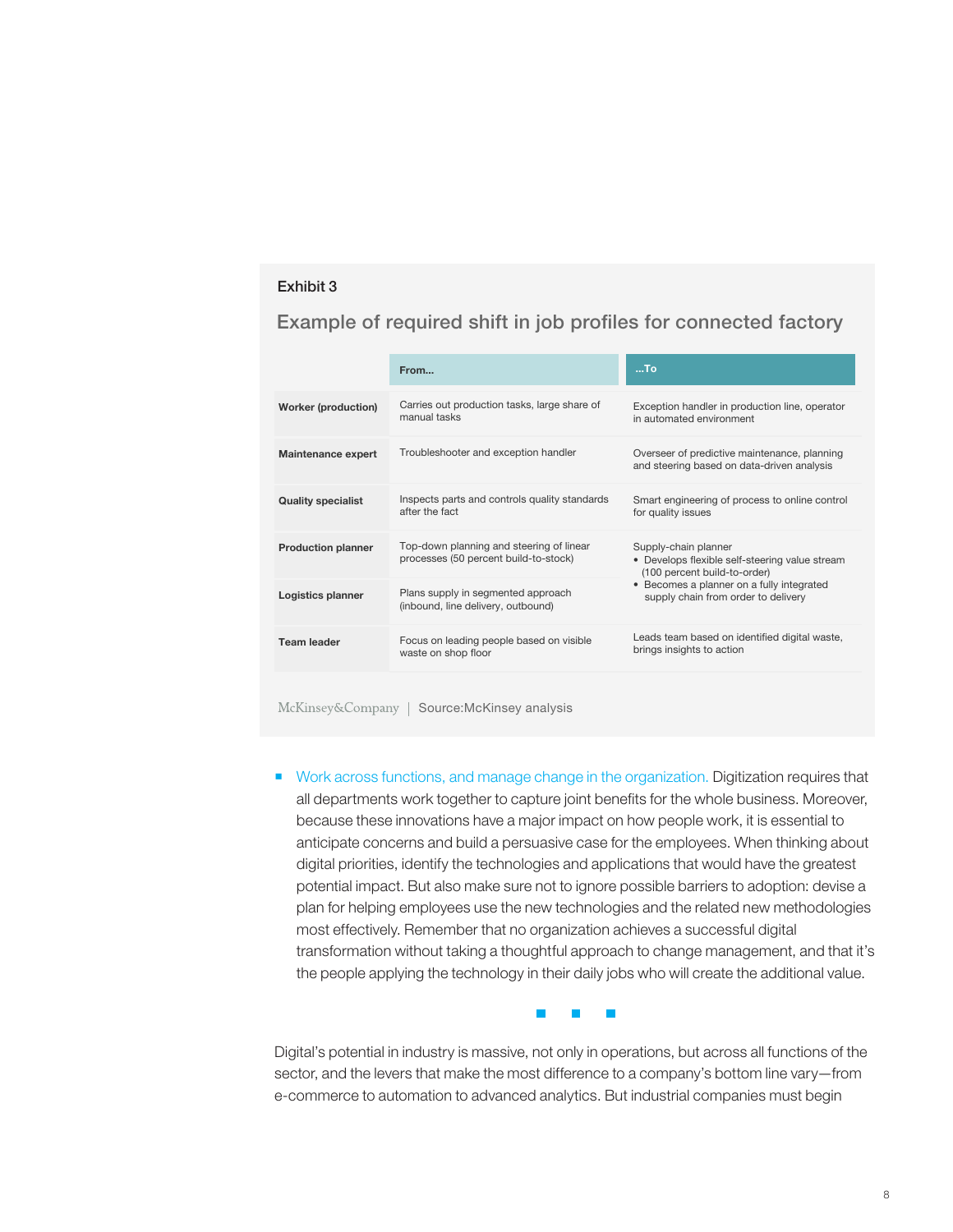Exhibit 3

## Example of required shift in job profiles for connected factory

| | From... | ...To |
|---|---|---|
| **Worker (production)** | Carries out production tasks, large share of manual tasks | Exception handler in production line, operator in automated environment |
| **Maintenance expert** | Troubleshooter and exception handler | Overseer of predictive maintenance, planning and steering based on data-driven analysis |
| **Quality specialist** | Inspects parts and controls quality standards after the fact | Smart engineering of process to online control for quality issues |
| **Production planner** | Top-down planning and steering of linear processes (50 percent build-to-stock) | Supply-chain planner • Develops flexible self-steering value stream (100 percent build-to-order) • Becomes a planner on a fully integrated supply chain from order to delivery |
| **Logistics planner** | Plans supply in segmented approach (inbound, line delivery, outbound) | |
| **Team leader** | Focus on leading people based on visible waste on shop floor | Leads team based on identified digital waste, brings insights to action |

McKinsey&Company | Source:McKinsey analysis

- Work across functions, and manage change in the organization. Digitization requires that all departments work together to capture joint benefits for the whole business. Moreover, because these innovations have a major impact on how people work, it is essential to anticipate concerns and build a persuasive case for the employees. When thinking about digital priorities, identify the technologies and applications that would have the greatest potential impact. But also make sure not to ignore possible barriers to adoption: devise a plan for helping employees use the new technologies and the related new methodologies most effectively. Remember that no organization achieves a successful digital transformation without taking a thoughtful approach to change management, and that it's the people applying the technology in their daily jobs who will create the additional value.

Digital's potential in industry is massive, not only in operations, but across all functions of the sector, and the levers that make the most difference to a company's bottom line vary—from e-commerce to automation to advanced analytics. But industrial companies must begin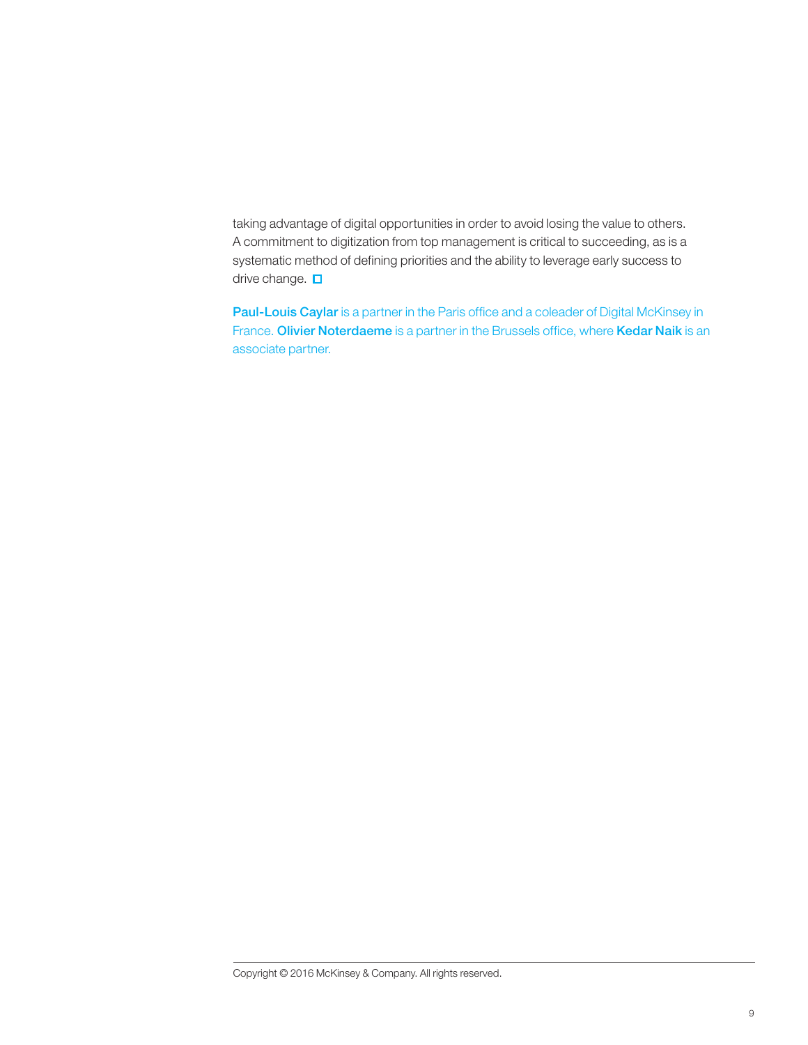taking advantage of digital opportunities in order to avoid losing the value to others. A commitment to digitization from top management is critical to succeeding, as is a systematic method of defining priorities and the ability to leverage early success to drive change. □

**Paul-Louis Caylar** is a partner in the Paris office and a coleader of Digital McKinsey in France. **Olivier Noterdaeme** is a partner in the Brussels office, where **Kedar Naik** is an associate partner.

Copyright © 2016 McKinsey & Company. All rights reserved.